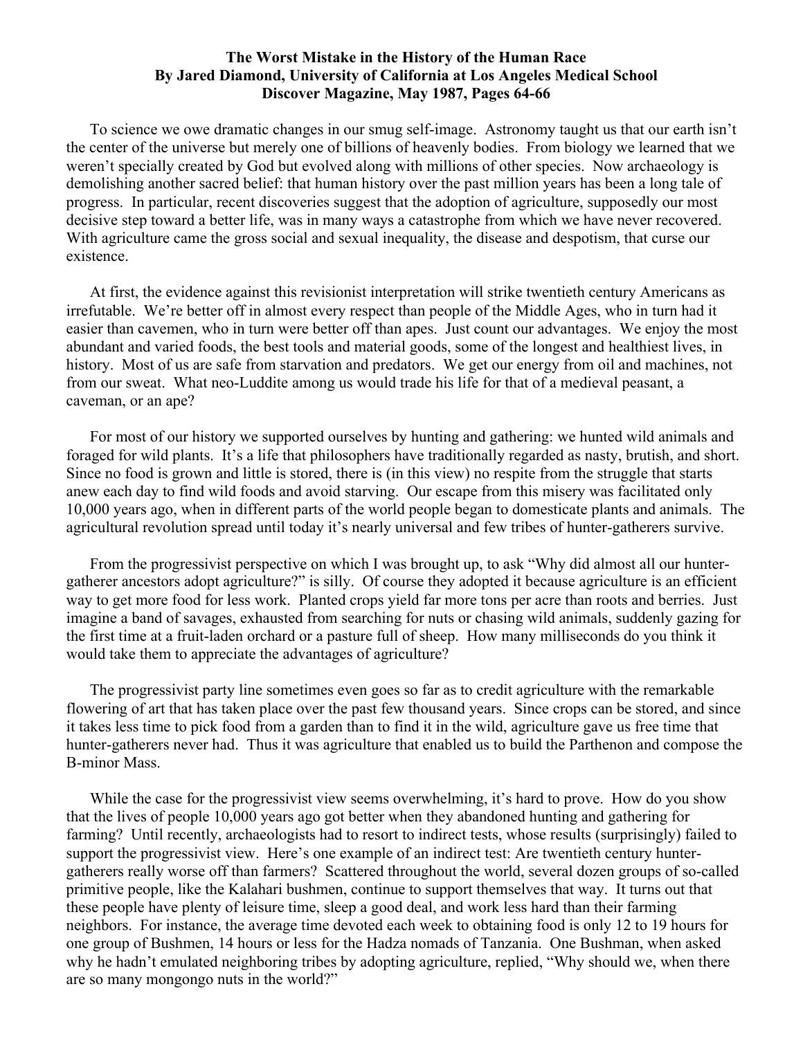**The Worst Mistake in the History of the Human Race**
**By Jared Diamond, University of California at Los Angeles Medical School**
**Discover Magazine, May 1987, Pages 64-66**

To science we owe dramatic changes in our smug self-image. Astronomy taught us that our earth isn't the center of the universe but merely one of billions of heavenly bodies. From biology we learned that we weren't specially created by God but evolved along with millions of other species. Now archaeology is demolishing another sacred belief: that human history over the past million years has been a long tale of progress. In particular, recent discoveries suggest that the adoption of agriculture, supposedly our most decisive step toward a better life, was in many ways a catastrophe from which we have never recovered. With agriculture came the gross social and sexual inequality, the disease and despotism, that curse our existence.

At first, the evidence against this revisionist interpretation will strike twentieth century Americans as irrefutable. We're better off in almost every respect than people of the Middle Ages, who in turn had it easier than cavemen, who in turn were better off than apes. Just count our advantages. We enjoy the most abundant and varied foods, the best tools and material goods, some of the longest and healthiest lives, in history. Most of us are safe from starvation and predators. We get our energy from oil and machines, not from our sweat. What neo-Luddite among us would trade his life for that of a medieval peasant, a caveman, or an ape?

For most of our history we supported ourselves by hunting and gathering: we hunted wild animals and foraged for wild plants. It's a life that philosophers have traditionally regarded as nasty, brutish, and short. Since no food is grown and little is stored, there is (in this view) no respite from the struggle that starts anew each day to find wild foods and avoid starving. Our escape from this misery was facilitated only 10,000 years ago, when in different parts of the world people began to domesticate plants and animals. The agricultural revolution spread until today it's nearly universal and few tribes of hunter-gatherers survive.

From the progressivist perspective on which I was brought up, to ask "Why did almost all our hunter-gatherer ancestors adopt agriculture?" is silly. Of course they adopted it because agriculture is an efficient way to get more food for less work. Planted crops yield far more tons per acre than roots and berries. Just imagine a band of savages, exhausted from searching for nuts or chasing wild animals, suddenly gazing for the first time at a fruit-laden orchard or a pasture full of sheep. How many milliseconds do you think it would take them to appreciate the advantages of agriculture?

The progressivist party line sometimes even goes so far as to credit agriculture with the remarkable flowering of art that has taken place over the past few thousand years. Since crops can be stored, and since it takes less time to pick food from a garden than to find it in the wild, agriculture gave us free time that hunter-gatherers never had. Thus it was agriculture that enabled us to build the Parthenon and compose the B-minor Mass.

While the case for the progressivist view seems overwhelming, it's hard to prove. How do you show that the lives of people 10,000 years ago got better when they abandoned hunting and gathering for farming? Until recently, archaeologists had to resort to indirect tests, whose results (surprisingly) failed to support the progressivist view. Here's one example of an indirect test: Are twentieth century hunter-gatherers really worse off than farmers? Scattered throughout the world, several dozen groups of so-called primitive people, like the Kalahari bushmen, continue to support themselves that way. It turns out that these people have plenty of leisure time, sleep a good deal, and work less hard than their farming neighbors. For instance, the average time devoted each week to obtaining food is only 12 to 19 hours for one group of Bushmen, 14 hours or less for the Hadza nomads of Tanzania. One Bushman, when asked why he hadn't emulated neighboring tribes by adopting agriculture, replied, "Why should we, when there are so many mongongo nuts in the world?"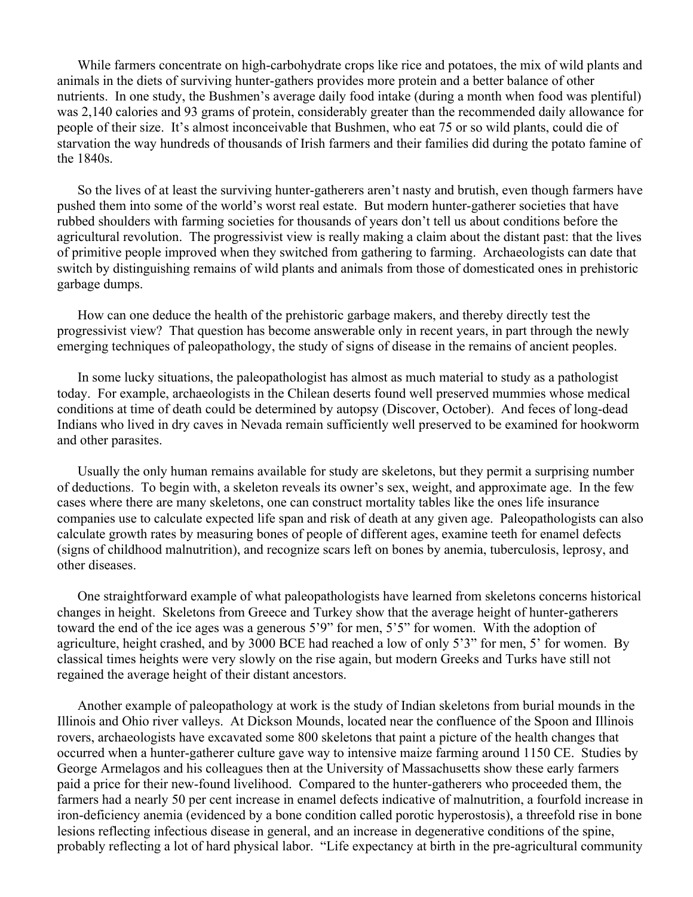While farmers concentrate on high-carbohydrate crops like rice and potatoes, the mix of wild plants and animals in the diets of surviving hunter-gathers provides more protein and a better balance of other nutrients. In one study, the Bushmen's average daily food intake (during a month when food was plentiful) was 2,140 calories and 93 grams of protein, considerably greater than the recommended daily allowance for people of their size. It's almost inconceivable that Bushmen, who eat 75 or so wild plants, could die of starvation the way hundreds of thousands of Irish farmers and their families did during the potato famine of the 1840s.

So the lives of at least the surviving hunter-gatherers aren't nasty and brutish, even though farmers have pushed them into some of the world's worst real estate. But modern hunter-gatherer societies that have rubbed shoulders with farming societies for thousands of years don't tell us about conditions before the agricultural revolution. The progressivist view is really making a claim about the distant past: that the lives of primitive people improved when they switched from gathering to farming. Archaeologists can date that switch by distinguishing remains of wild plants and animals from those of domesticated ones in prehistoric garbage dumps.

How can one deduce the health of the prehistoric garbage makers, and thereby directly test the progressivist view? That question has become answerable only in recent years, in part through the newly emerging techniques of paleopathology, the study of signs of disease in the remains of ancient peoples.

In some lucky situations, the paleopathologist has almost as much material to study as a pathologist today. For example, archaeologists in the Chilean deserts found well preserved mummies whose medical conditions at time of death could be determined by autopsy (Discover, October). And feces of long-dead Indians who lived in dry caves in Nevada remain sufficiently well preserved to be examined for hookworm and other parasites.

Usually the only human remains available for study are skeletons, but they permit a surprising number of deductions. To begin with, a skeleton reveals its owner's sex, weight, and approximate age. In the few cases where there are many skeletons, one can construct mortality tables like the ones life insurance companies use to calculate expected life span and risk of death at any given age. Paleopathologists can also calculate growth rates by measuring bones of people of different ages, examine teeth for enamel defects (signs of childhood malnutrition), and recognize scars left on bones by anemia, tuberculosis, leprosy, and other diseases.

One straightforward example of what paleopathologists have learned from skeletons concerns historical changes in height. Skeletons from Greece and Turkey show that the average height of hunter-gatherers toward the end of the ice ages was a generous 5'9" for men, 5'5" for women. With the adoption of agriculture, height crashed, and by 3000 BCE had reached a low of only 5'3" for men, 5' for women. By classical times heights were very slowly on the rise again, but modern Greeks and Turks have still not regained the average height of their distant ancestors.

Another example of paleopathology at work is the study of Indian skeletons from burial mounds in the Illinois and Ohio river valleys. At Dickson Mounds, located near the confluence of the Spoon and Illinois rovers, archaeologists have excavated some 800 skeletons that paint a picture of the health changes that occurred when a hunter-gatherer culture gave way to intensive maize farming around 1150 CE. Studies by George Armelagos and his colleagues then at the University of Massachusetts show these early farmers paid a price for their new-found livelihood. Compared to the hunter-gatherers who proceeded them, the farmers had a nearly 50 per cent increase in enamel defects indicative of malnutrition, a fourfold increase in iron-deficiency anemia (evidenced by a bone condition called porotic hyperostosis), a threefold rise in bone lesions reflecting infectious disease in general, and an increase in degenerative conditions of the spine, probably reflecting a lot of hard physical labor. "Life expectancy at birth in the pre-agricultural community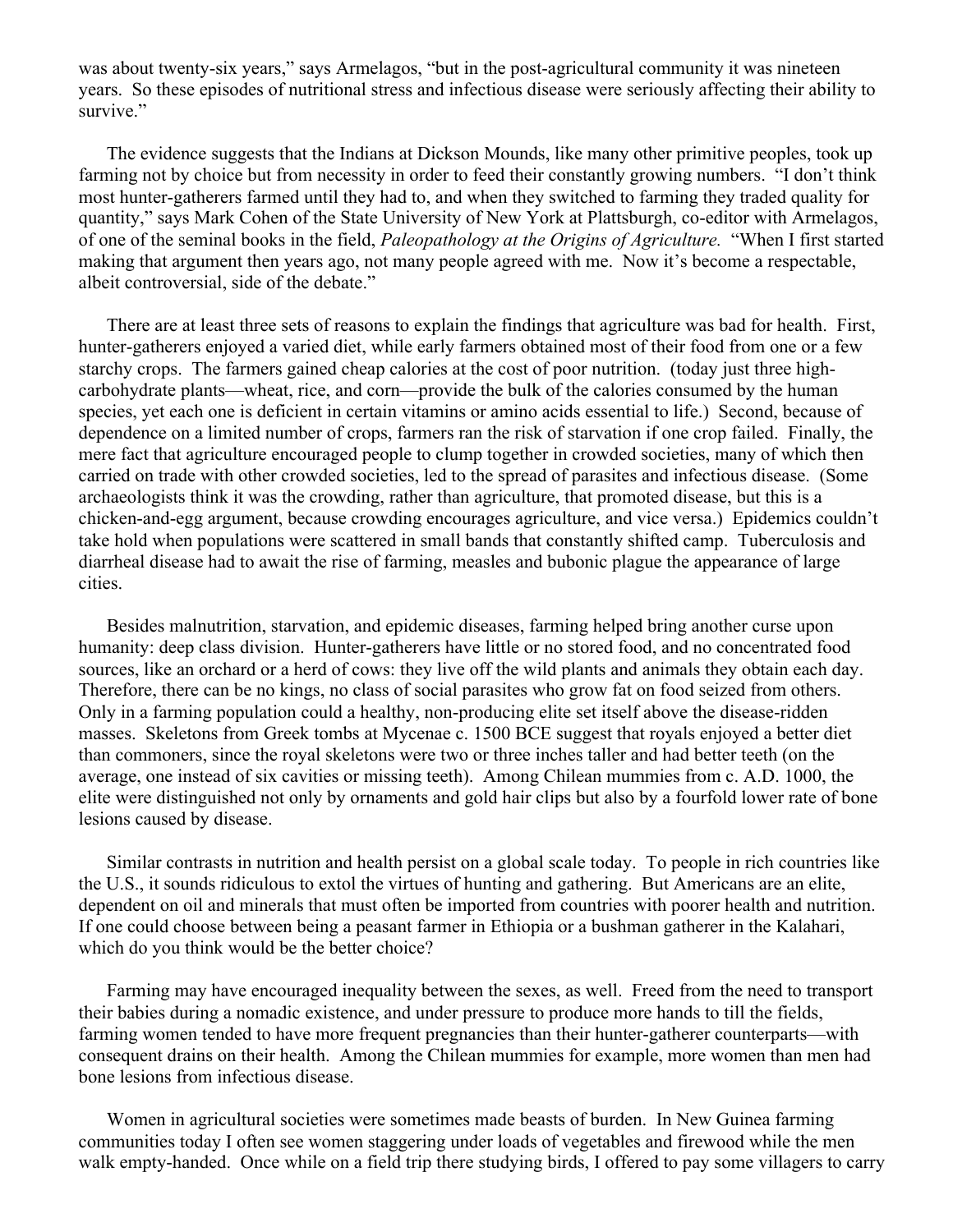was about twenty-six years," says Armelagos, "but in the post-agricultural community it was nineteen years. So these episodes of nutritional stress and infectious disease were seriously affecting their ability to survive."

The evidence suggests that the Indians at Dickson Mounds, like many other primitive peoples, took up farming not by choice but from necessity in order to feed their constantly growing numbers. "I don't think most hunter-gatherers farmed until they had to, and when they switched to farming they traded quality for quantity," says Mark Cohen of the State University of New York at Plattsburgh, co-editor with Armelagos, of one of the seminal books in the field, *Paleopathology at the Origins of Agriculture.* "When I first started making that argument then years ago, not many people agreed with me. Now it's become a respectable, albeit controversial, side of the debate."

There are at least three sets of reasons to explain the findings that agriculture was bad for health. First, hunter-gatherers enjoyed a varied diet, while early farmers obtained most of their food from one or a few starchy crops. The farmers gained cheap calories at the cost of poor nutrition. (today just three high-carbohydrate plants—wheat, rice, and corn—provide the bulk of the calories consumed by the human species, yet each one is deficient in certain vitamins or amino acids essential to life.) Second, because of dependence on a limited number of crops, farmers ran the risk of starvation if one crop failed. Finally, the mere fact that agriculture encouraged people to clump together in crowded societies, many of which then carried on trade with other crowded societies, led to the spread of parasites and infectious disease. (Some archaeologists think it was the crowding, rather than agriculture, that promoted disease, but this is a chicken-and-egg argument, because crowding encourages agriculture, and vice versa.) Epidemics couldn't take hold when populations were scattered in small bands that constantly shifted camp. Tuberculosis and diarrheal disease had to await the rise of farming, measles and bubonic plague the appearance of large cities.

Besides malnutrition, starvation, and epidemic diseases, farming helped bring another curse upon humanity: deep class division. Hunter-gatherers have little or no stored food, and no concentrated food sources, like an orchard or a herd of cows: they live off the wild plants and animals they obtain each day. Therefore, there can be no kings, no class of social parasites who grow fat on food seized from others. Only in a farming population could a healthy, non-producing elite set itself above the disease-ridden masses. Skeletons from Greek tombs at Mycenae c. 1500 BCE suggest that royals enjoyed a better diet than commoners, since the royal skeletons were two or three inches taller and had better teeth (on the average, one instead of six cavities or missing teeth). Among Chilean mummies from c. A.D. 1000, the elite were distinguished not only by ornaments and gold hair clips but also by a fourfold lower rate of bone lesions caused by disease.

Similar contrasts in nutrition and health persist on a global scale today. To people in rich countries like the U.S., it sounds ridiculous to extol the virtues of hunting and gathering. But Americans are an elite, dependent on oil and minerals that must often be imported from countries with poorer health and nutrition. If one could choose between being a peasant farmer in Ethiopia or a bushman gatherer in the Kalahari, which do you think would be the better choice?

Farming may have encouraged inequality between the sexes, as well. Freed from the need to transport their babies during a nomadic existence, and under pressure to produce more hands to till the fields, farming women tended to have more frequent pregnancies than their hunter-gatherer counterparts—with consequent drains on their health. Among the Chilean mummies for example, more women than men had bone lesions from infectious disease.

Women in agricultural societies were sometimes made beasts of burden. In New Guinea farming communities today I often see women staggering under loads of vegetables and firewood while the men walk empty-handed. Once while on a field trip there studying birds, I offered to pay some villagers to carry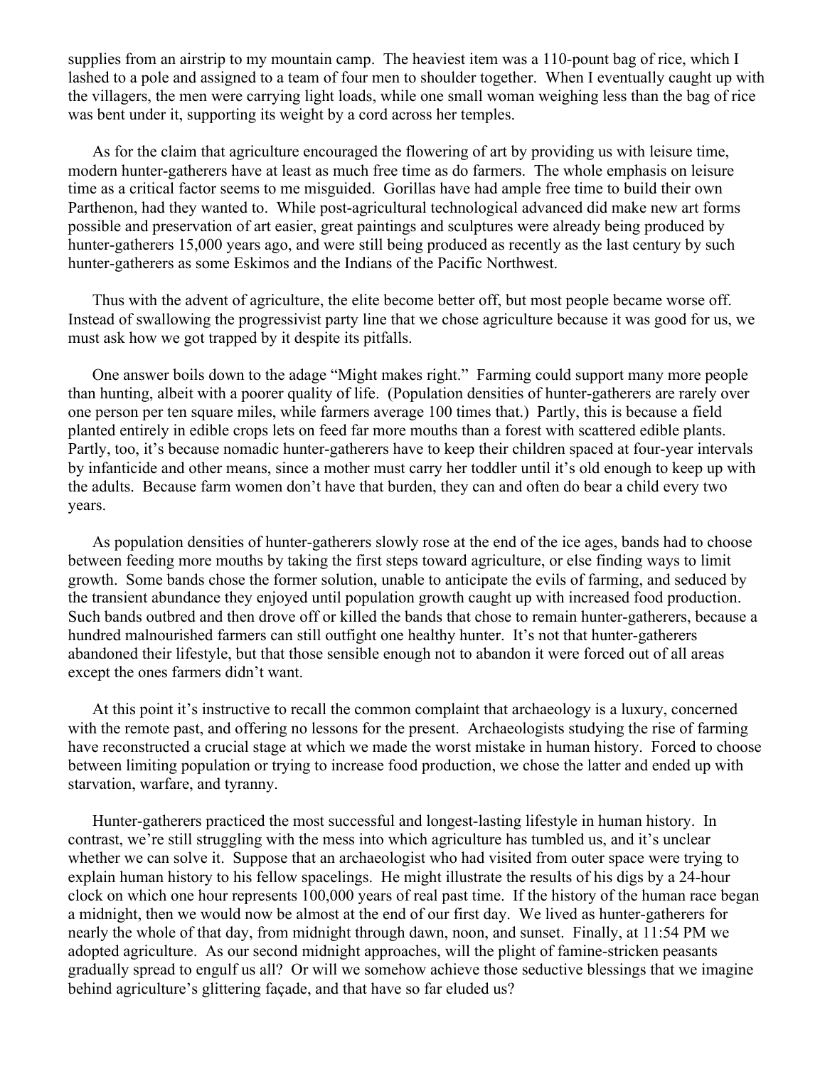supplies from an airstrip to my mountain camp. The heaviest item was a 110-pount bag of rice, which I lashed to a pole and assigned to a team of four men to shoulder together. When I eventually caught up with the villagers, the men were carrying light loads, while one small woman weighing less than the bag of rice was bent under it, supporting its weight by a cord across her temples.

As for the claim that agriculture encouraged the flowering of art by providing us with leisure time, modern hunter-gatherers have at least as much free time as do farmers. The whole emphasis on leisure time as a critical factor seems to me misguided. Gorillas have had ample free time to build their own Parthenon, had they wanted to. While post-agricultural technological advanced did make new art forms possible and preservation of art easier, great paintings and sculptures were already being produced by hunter-gatherers 15,000 years ago, and were still being produced as recently as the last century by such hunter-gatherers as some Eskimos and the Indians of the Pacific Northwest.

Thus with the advent of agriculture, the elite become better off, but most people became worse off. Instead of swallowing the progressivist party line that we chose agriculture because it was good for us, we must ask how we got trapped by it despite its pitfalls.

One answer boils down to the adage "Might makes right." Farming could support many more people than hunting, albeit with a poorer quality of life. (Population densities of hunter-gatherers are rarely over one person per ten square miles, while farmers average 100 times that.) Partly, this is because a field planted entirely in edible crops lets on feed far more mouths than a forest with scattered edible plants. Partly, too, it's because nomadic hunter-gatherers have to keep their children spaced at four-year intervals by infanticide and other means, since a mother must carry her toddler until it's old enough to keep up with the adults. Because farm women don't have that burden, they can and often do bear a child every two years.

As population densities of hunter-gatherers slowly rose at the end of the ice ages, bands had to choose between feeding more mouths by taking the first steps toward agriculture, or else finding ways to limit growth. Some bands chose the former solution, unable to anticipate the evils of farming, and seduced by the transient abundance they enjoyed until population growth caught up with increased food production. Such bands outbred and then drove off or killed the bands that chose to remain hunter-gatherers, because a hundred malnourished farmers can still outfight one healthy hunter. It's not that hunter-gatherers abandoned their lifestyle, but that those sensible enough not to abandon it were forced out of all areas except the ones farmers didn't want.

At this point it's instructive to recall the common complaint that archaeology is a luxury, concerned with the remote past, and offering no lessons for the present. Archaeologists studying the rise of farming have reconstructed a crucial stage at which we made the worst mistake in human history. Forced to choose between limiting population or trying to increase food production, we chose the latter and ended up with starvation, warfare, and tyranny.

Hunter-gatherers practiced the most successful and longest-lasting lifestyle in human history. In contrast, we're still struggling with the mess into which agriculture has tumbled us, and it's unclear whether we can solve it. Suppose that an archaeologist who had visited from outer space were trying to explain human history to his fellow spacelings. He might illustrate the results of his digs by a 24-hour clock on which one hour represents 100,000 years of real past time. If the history of the human race began a midnight, then we would now be almost at the end of our first day. We lived as hunter-gatherers for nearly the whole of that day, from midnight through dawn, noon, and sunset. Finally, at 11:54 PM we adopted agriculture. As our second midnight approaches, will the plight of famine-stricken peasants gradually spread to engulf us all? Or will we somehow achieve those seductive blessings that we imagine behind agriculture's glittering façade, and that have so far eluded us?